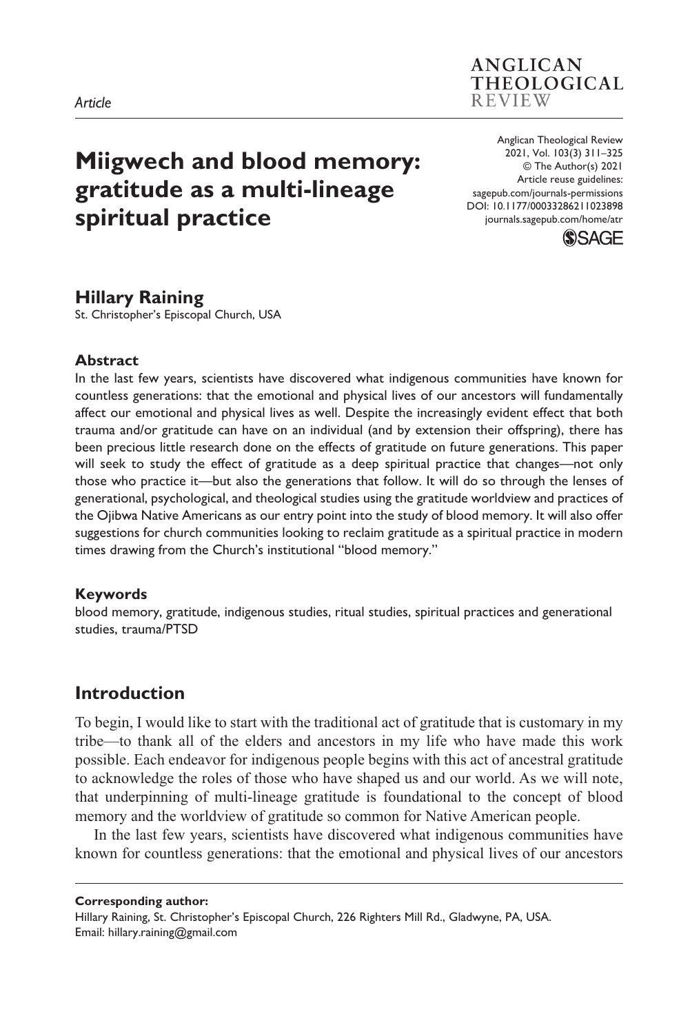*Article*

# Miigwech and blood memory: gratitude as a multi-lineage spiritual practice

Anglican Theological Review
2021, Vol. 103(3) 311–325
© The Author(s) 2021
Article reuse guidelines:
sagepub.com/journals-permissions
DOI: 10.1177/00033286211023898
journals.sagepub.com/home/atr

**Hillary Raining**
St. Christopher's Episcopal Church, USA

#### Abstract

In the last few years, scientists have discovered what indigenous communities have known for countless generations: that the emotional and physical lives of our ancestors will fundamentally affect our emotional and physical lives as well. Despite the increasingly evident effect that both trauma and/or gratitude can have on an individual (and by extension their offspring), there has been precious little research done on the effects of gratitude on future generations. This paper will seek to study the effect of gratitude as a deep spiritual practice that changes—not only those who practice it—but also the generations that follow. It will do so through the lenses of generational, psychological, and theological studies using the gratitude worldview and practices of the Ojibwa Native Americans as our entry point into the study of blood memory. It will also offer suggestions for church communities looking to reclaim gratitude as a spiritual practice in modern times drawing from the Church's institutional "blood memory."

#### Keywords

blood memory, gratitude, indigenous studies, ritual studies, spiritual practices and generational studies, trauma/PTSD

## Introduction

To begin, I would like to start with the traditional act of gratitude that is customary in my tribe—to thank all of the elders and ancestors in my life who have made this work possible. Each endeavor for indigenous people begins with this act of ancestral gratitude to acknowledge the roles of those who have shaped us and our world. As we will note, that underpinning of multi-lineage gratitude is foundational to the concept of blood memory and the worldview of gratitude so common for Native American people.

In the last few years, scientists have discovered what indigenous communities have known for countless generations: that the emotional and physical lives of our ancestors

**Corresponding author:**
Hillary Raining, St. Christopher's Episcopal Church, 226 Righters Mill Rd., Gladwyne, PA, USA.
Email: hillary.raining@gmail.com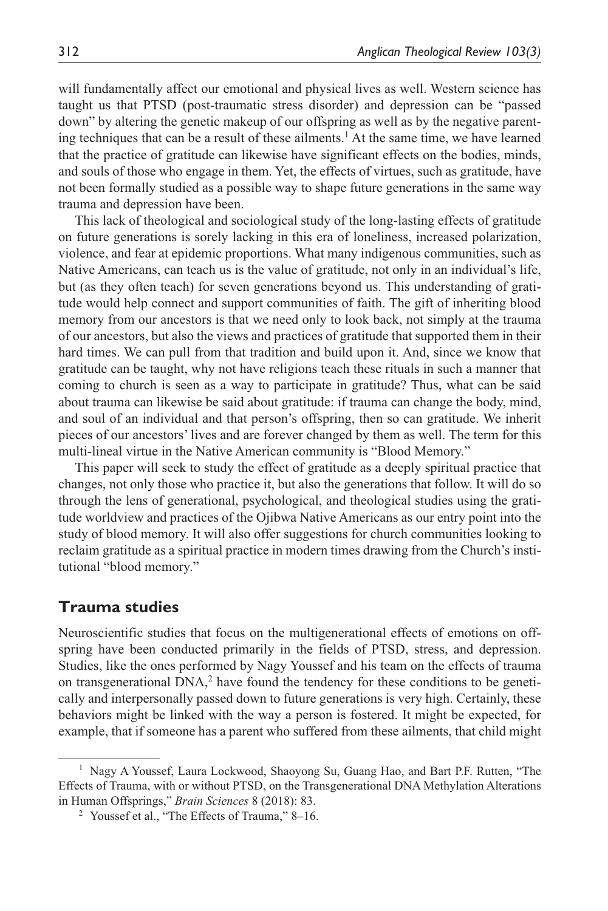will fundamentally affect our emotional and physical lives as well. Western science has taught us that PTSD (post-traumatic stress disorder) and depression can be "passed down" by altering the genetic makeup of our offspring as well as by the negative parenting techniques that can be a result of these ailments.[1] At the same time, we have learned that the practice of gratitude can likewise have significant effects on the bodies, minds, and souls of those who engage in them. Yet, the effects of virtues, such as gratitude, have not been formally studied as a possible way to shape future generations in the same way trauma and depression have been.

This lack of theological and sociological study of the long-lasting effects of gratitude on future generations is sorely lacking in this era of loneliness, increased polarization, violence, and fear at epidemic proportions. What many indigenous communities, such as Native Americans, can teach us is the value of gratitude, not only in an individual's life, but (as they often teach) for seven generations beyond us. This understanding of gratitude would help connect and support communities of faith. The gift of inheriting blood memory from our ancestors is that we need only to look back, not simply at the trauma of our ancestors, but also the views and practices of gratitude that supported them in their hard times. We can pull from that tradition and build upon it. And, since we know that gratitude can be taught, why not have religions teach these rituals in such a manner that coming to church is seen as a way to participate in gratitude? Thus, what can be said about trauma can likewise be said about gratitude: if trauma can change the body, mind, and soul of an individual and that person's offspring, then so can gratitude. We inherit pieces of our ancestors' lives and are forever changed by them as well. The term for this multi-lineal virtue in the Native American community is "Blood Memory."

This paper will seek to study the effect of gratitude as a deeply spiritual practice that changes, not only those who practice it, but also the generations that follow. It will do so through the lens of generational, psychological, and theological studies using the gratitude worldview and practices of the Ojibwa Native Americans as our entry point into the study of blood memory. It will also offer suggestions for church communities looking to reclaim gratitude as a spiritual practice in modern times drawing from the Church's institutional "blood memory."

## Trauma studies

Neuroscientific studies that focus on the multigenerational effects of emotions on offspring have been conducted primarily in the fields of PTSD, stress, and depression. Studies, like the ones performed by Nagy Youssef and his team on the effects of trauma on transgenerational DNA,[2] have found the tendency for these conditions to be genetically and interpersonally passed down to future generations is very high. Certainly, these behaviors might be linked with the way a person is fostered. It might be expected, for example, that if someone has a parent who suffered from these ailments, that child might

---

[1] Nagy A Youssef, Laura Lockwood, Shaoyong Su, Guang Hao, and Bart P.F. Rutten, "The Effects of Trauma, with or without PTSD, on the Transgenerational DNA Methylation Alterations in Human Offsprings," *Brain Sciences* 8 (2018): 83.

[2] Youssef et al., "The Effects of Trauma," 8–16.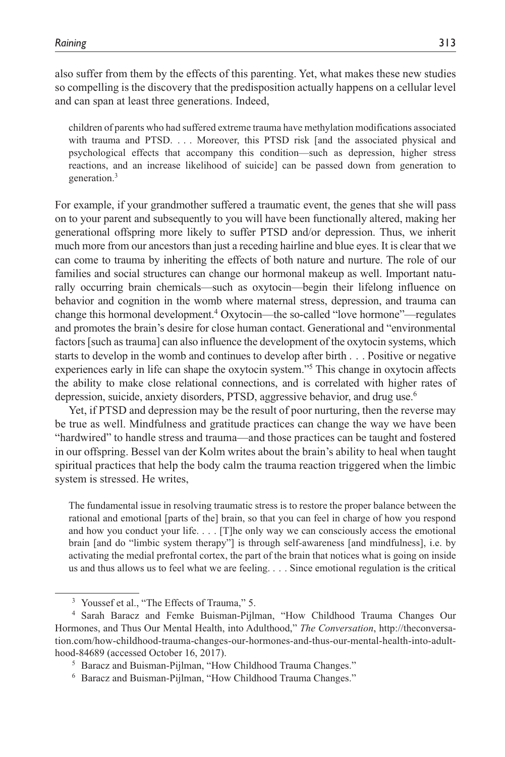also suffer from them by the effects of this parenting. Yet, what makes these new studies so compelling is the discovery that the predisposition actually happens on a cellular level and can span at least three generations. Indeed,

> children of parents who had suffered extreme trauma have methylation modifications associated with trauma and PTSD. . . . Moreover, this PTSD risk [and the associated physical and psychological effects that accompany this condition—such as depression, higher stress reactions, and an increase likelihood of suicide] can be passed down from generation to generation.[3]

For example, if your grandmother suffered a traumatic event, the genes that she will pass on to your parent and subsequently to you will have been functionally altered, making her generational offspring more likely to suffer PTSD and/or depression. Thus, we inherit much more from our ancestors than just a receding hairline and blue eyes. It is clear that we can come to trauma by inheriting the effects of both nature and nurture. The role of our families and social structures can change our hormonal makeup as well. Important naturally occurring brain chemicals—such as oxytocin—begin their lifelong influence on behavior and cognition in the womb where maternal stress, depression, and trauma can change this hormonal development.[4] Oxytocin—the so-called "love hormone"—regulates and promotes the brain's desire for close human contact. Generational and "environmental factors [such as trauma] can also influence the development of the oxytocin systems, which starts to develop in the womb and continues to develop after birth . . . Positive or negative experiences early in life can shape the oxytocin system."[5] This change in oxytocin affects the ability to make close relational connections, and is correlated with higher rates of depression, suicide, anxiety disorders, PTSD, aggressive behavior, and drug use.[6]

Yet, if PTSD and depression may be the result of poor nurturing, then the reverse may be true as well. Mindfulness and gratitude practices can change the way we have been "hardwired" to handle stress and trauma—and those practices can be taught and fostered in our offspring. Bessel van der Kolm writes about the brain's ability to heal when taught spiritual practices that help the body calm the trauma reaction triggered when the limbic system is stressed. He writes,

> The fundamental issue in resolving traumatic stress is to restore the proper balance between the rational and emotional [parts of the] brain, so that you can feel in charge of how you respond and how you conduct your life. . . . [T]he only way we can consciously access the emotional brain [and do "limbic system therapy"] is through self-awareness [and mindfulness], i.e. by activating the medial prefrontal cortex, the part of the brain that notices what is going on inside us and thus allows us to feel what we are feeling. . . . Since emotional regulation is the critical

---

[3] Youssef et al., "The Effects of Trauma," 5.

[4] Sarah Baracz and Femke Buisman-Pijlman, "How Childhood Trauma Changes Our Hormones, and Thus Our Mental Health, into Adulthood," *The Conversation*, http://theconversation.com/how-childhood-trauma-changes-our-hormones-and-thus-our-mental-health-into-adulthood-84689 (accessed October 16, 2017).

[5] Baracz and Buisman-Pijlman, "How Childhood Trauma Changes."

[6] Baracz and Buisman-Pijlman, "How Childhood Trauma Changes."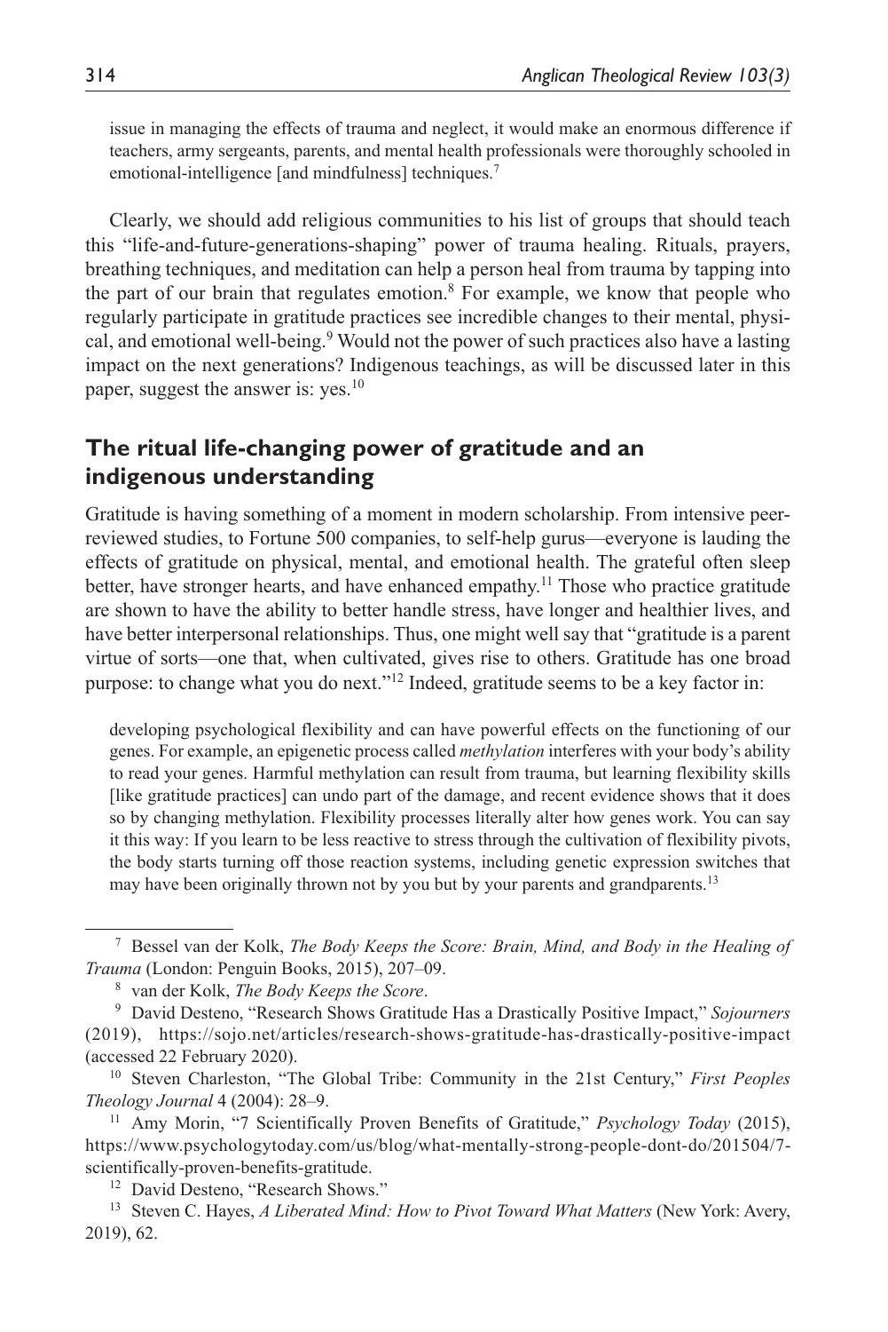> issue in managing the effects of trauma and neglect, it would make an enormous difference if teachers, army sergeants, parents, and mental health professionals were thoroughly schooled in emotional-intelligence [and mindfulness] techniques.[7]

Clearly, we should add religious communities to his list of groups that should teach this "life-and-future-generations-shaping" power of trauma healing. Rituals, prayers, breathing techniques, and meditation can help a person heal from trauma by tapping into the part of our brain that regulates emotion.[8] For example, we know that people who regularly participate in gratitude practices see incredible changes to their mental, physical, and emotional well-being.[9] Would not the power of such practices also have a lasting impact on the next generations? Indigenous teachings, as will be discussed later in this paper, suggest the answer is: yes.[10]

## The ritual life-changing power of gratitude and an indigenous understanding

Gratitude is having something of a moment in modern scholarship. From intensive peer-reviewed studies, to Fortune 500 companies, to self-help gurus—everyone is lauding the effects of gratitude on physical, mental, and emotional health. The grateful often sleep better, have stronger hearts, and have enhanced empathy.[11] Those who practice gratitude are shown to have the ability to better handle stress, have longer and healthier lives, and have better interpersonal relationships. Thus, one might well say that "gratitude is a parent virtue of sorts—one that, when cultivated, gives rise to others. Gratitude has one broad purpose: to change what you do next."[12] Indeed, gratitude seems to be a key factor in:

> developing psychological flexibility and can have powerful effects on the functioning of our genes. For example, an epigenetic process called *methylation* interferes with your body's ability to read your genes. Harmful methylation can result from trauma, but learning flexibility skills [like gratitude practices] can undo part of the damage, and recent evidence shows that it does so by changing methylation. Flexibility processes literally alter how genes work. You can say it this way: If you learn to be less reactive to stress through the cultivation of flexibility pivots, the body starts turning off those reaction systems, including genetic expression switches that may have been originally thrown not by you but by your parents and grandparents.[13]

---

7 Bessel van der Kolk, *The Body Keeps the Score: Brain, Mind, and Body in the Healing of Trauma* (London: Penguin Books, 2015), 207–09.

8 van der Kolk, *The Body Keeps the Score*.

9 David Desteno, "Research Shows Gratitude Has a Drastically Positive Impact," *Sojourners* (2019), https://sojo.net/articles/research-shows-gratitude-has-drastically-positive-impact (accessed 22 February 2020).

10 Steven Charleston, "The Global Tribe: Community in the 21st Century," *First Peoples Theology Journal* 4 (2004): 28–9.

11 Amy Morin, "7 Scientifically Proven Benefits of Gratitude," *Psychology Today* (2015), https://www.psychologytoday.com/us/blog/what-mentally-strong-people-dont-do/201504/7-scientifically-proven-benefits-gratitude.

12 David Desteno, "Research Shows."

13 Steven C. Hayes, *A Liberated Mind: How to Pivot Toward What Matters* (New York: Avery, 2019), 62.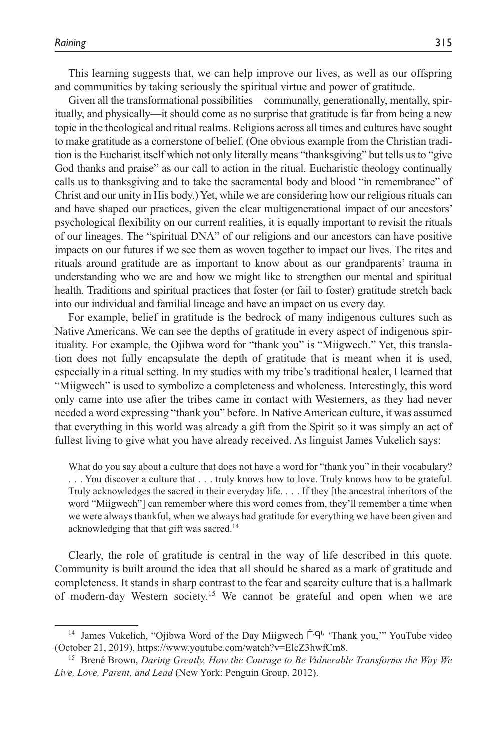This learning suggests that, we can help improve our lives, as well as our offspring and communities by taking seriously the spiritual virtue and power of gratitude.

Given all the transformational possibilities—communally, generationally, mentally, spiritually, and physically—it should come as no surprise that gratitude is far from being a new topic in the theological and ritual realms. Religions across all times and cultures have sought to make gratitude as a cornerstone of belief. (One obvious example from the Christian tradition is the Eucharist itself which not only literally means "thanksgiving" but tells us to "give God thanks and praise" as our call to action in the ritual. Eucharistic theology continually calls us to thanksgiving and to take the sacramental body and blood "in remembrance" of Christ and our unity in His body.) Yet, while we are considering how our religious rituals can and have shaped our practices, given the clear multigenerational impact of our ancestors' psychological flexibility on our current realities, it is equally important to revisit the rituals of our lineages. The "spiritual DNA" of our religions and our ancestors can have positive impacts on our futures if we see them as woven together to impact our lives. The rites and rituals around gratitude are as important to know about as our grandparents' trauma in understanding who we are and how we might like to strengthen our mental and spiritual health. Traditions and spiritual practices that foster (or fail to foster) gratitude stretch back into our individual and familial lineage and have an impact on us every day.

For example, belief in gratitude is the bedrock of many indigenous cultures such as Native Americans. We can see the depths of gratitude in every aspect of indigenous spirituality. For example, the Ojibwa word for "thank you" is "Miigwech." Yet, this translation does not fully encapsulate the depth of gratitude that is meant when it is used, especially in a ritual setting. In my studies with my tribe's traditional healer, I learned that "Miigwech" is used to symbolize a completeness and wholeness. Interestingly, this word only came into use after the tribes came in contact with Westerners, as they had never needed a word expressing "thank you" before. In Native American culture, it was assumed that everything in this world was already a gift from the Spirit so it was simply an act of fullest living to give what you have already received. As linguist James Vukelich says:

> What do you say about a culture that does not have a word for "thank you" in their vocabulary? . . . You discover a culture that . . . truly knows how to love. Truly knows how to be grateful. Truly acknowledges the sacred in their everyday life. . . . If they [the ancestral inheritors of the word "Miigwech"] can remember where this word comes from, they'll remember a time when we were always thankful, when we always had gratitude for everything we have been given and acknowledging that that gift was sacred.[14]

Clearly, the role of gratitude is central in the way of life described in this quote. Community is built around the idea that all should be shared as a mark of gratitude and completeness. It stands in sharp contrast to the fear and scarcity culture that is a hallmark of modern-day Western society.[15] We cannot be grateful and open when we are

---

[14] James Vukelich, "Ojibwa Word of the Day Miigwech ᒦᑿᐨ 'Thank you,'" YouTube video (October 21, 2019), https://www.youtube.com/watch?v=ElcZ3hwfCm8.

[15] Brené Brown, *Daring Greatly, How the Courage to Be Vulnerable Transforms the Way We Live, Love, Parent, and Lead* (New York: Penguin Group, 2012).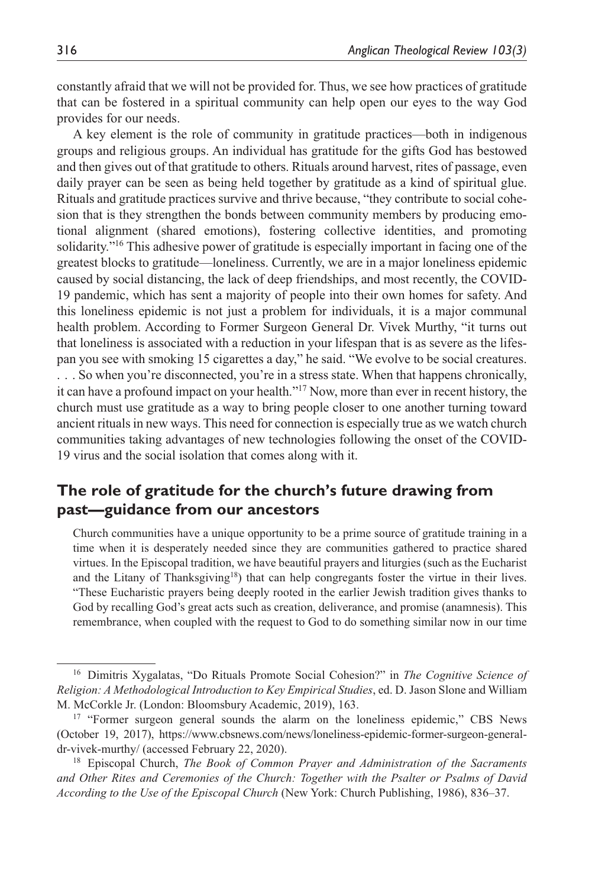constantly afraid that we will not be provided for. Thus, we see how practices of gratitude that can be fostered in a spiritual community can help open our eyes to the way God provides for our needs.

A key element is the role of community in gratitude practices—both in indigenous groups and religious groups. An individual has gratitude for the gifts God has bestowed and then gives out of that gratitude to others. Rituals around harvest, rites of passage, even daily prayer can be seen as being held together by gratitude as a kind of spiritual glue. Rituals and gratitude practices survive and thrive because, "they contribute to social cohesion that is they strengthen the bonds between community members by producing emotional alignment (shared emotions), fostering collective identities, and promoting solidarity."[16] This adhesive power of gratitude is especially important in facing one of the greatest blocks to gratitude—loneliness. Currently, we are in a major loneliness epidemic caused by social distancing, the lack of deep friendships, and most recently, the COVID-19 pandemic, which has sent a majority of people into their own homes for safety. And this loneliness epidemic is not just a problem for individuals, it is a major communal health problem. According to Former Surgeon General Dr. Vivek Murthy, "it turns out that loneliness is associated with a reduction in your lifespan that is as severe as the lifespan you see with smoking 15 cigarettes a day," he said. "We evolve to be social creatures. . . . So when you're disconnected, you're in a stress state. When that happens chronically, it can have a profound impact on your health."[17] Now, more than ever in recent history, the church must use gratitude as a way to bring people closer to one another turning toward ancient rituals in new ways. This need for connection is especially true as we watch church communities taking advantages of new technologies following the onset of the COVID-19 virus and the social isolation that comes along with it.

## The role of gratitude for the church's future drawing from past—guidance from our ancestors

> Church communities have a unique opportunity to be a prime source of gratitude training in a time when it is desperately needed since they are communities gathered to practice shared virtues. In the Episcopal tradition, we have beautiful prayers and liturgies (such as the Eucharist and the Litany of Thanksgiving[18]) that can help congregants foster the virtue in their lives. "These Eucharistic prayers being deeply rooted in the earlier Jewish tradition gives thanks to God by recalling God's great acts such as creation, deliverance, and promise (anamnesis). This remembrance, when coupled with the request to God to do something similar now in our time

---

[16] Dimitris Xygalatas, "Do Rituals Promote Social Cohesion?" in *The Cognitive Science of Religion: A Methodological Introduction to Key Empirical Studies*, ed. D. Jason Slone and William M. McCorkle Jr. (London: Bloomsbury Academic, 2019), 163.

[17] "Former surgeon general sounds the alarm on the loneliness epidemic," CBS News (October 19, 2017), https://www.cbsnews.com/news/loneliness-epidemic-former-surgeon-general-dr-vivek-murthy/ (accessed February 22, 2020).

[18] Episcopal Church, *The Book of Common Prayer and Administration of the Sacraments and Other Rites and Ceremonies of the Church: Together with the Psalter or Psalms of David According to the Use of the Episcopal Church* (New York: Church Publishing, 1986), 836–37.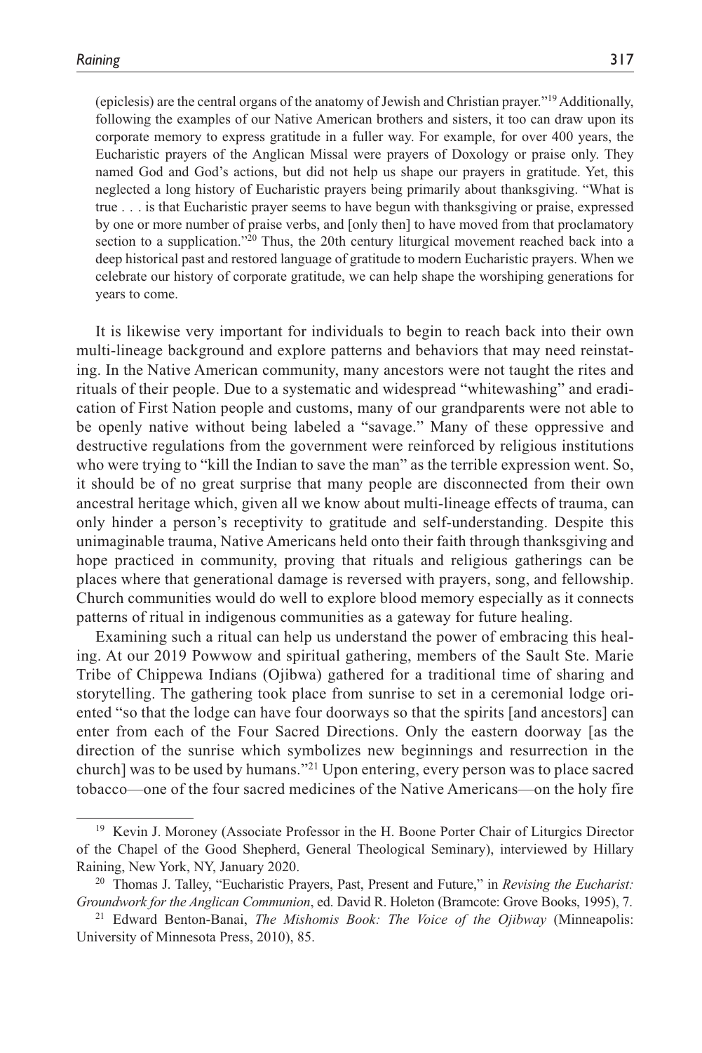(epiclesis) are the central organs of the anatomy of Jewish and Christian prayer."[19] Additionally, following the examples of our Native American brothers and sisters, it too can draw upon its corporate memory to express gratitude in a fuller way. For example, for over 400 years, the Eucharistic prayers of the Anglican Missal were prayers of Doxology or praise only. They named God and God's actions, but did not help us shape our prayers in gratitude. Yet, this neglected a long history of Eucharistic prayers being primarily about thanksgiving. "What is true . . . is that Eucharistic prayer seems to have begun with thanksgiving or praise, expressed by one or more number of praise verbs, and [only then] to have moved from that proclamatory section to a supplication."[20] Thus, the 20th century liturgical movement reached back into a deep historical past and restored language of gratitude to modern Eucharistic prayers. When we celebrate our history of corporate gratitude, we can help shape the worshiping generations for years to come.

It is likewise very important for individuals to begin to reach back into their own multi-lineage background and explore patterns and behaviors that may need reinstating. In the Native American community, many ancestors were not taught the rites and rituals of their people. Due to a systematic and widespread "whitewashing" and eradication of First Nation people and customs, many of our grandparents were not able to be openly native without being labeled a "savage." Many of these oppressive and destructive regulations from the government were reinforced by religious institutions who were trying to "kill the Indian to save the man" as the terrible expression went. So, it should be of no great surprise that many people are disconnected from their own ancestral heritage which, given all we know about multi-lineage effects of trauma, can only hinder a person's receptivity to gratitude and self-understanding. Despite this unimaginable trauma, Native Americans held onto their faith through thanksgiving and hope practiced in community, proving that rituals and religious gatherings can be places where that generational damage is reversed with prayers, song, and fellowship. Church communities would do well to explore blood memory especially as it connects patterns of ritual in indigenous communities as a gateway for future healing.

Examining such a ritual can help us understand the power of embracing this healing. At our 2019 Powwow and spiritual gathering, members of the Sault Ste. Marie Tribe of Chippewa Indians (Ojibwa) gathered for a traditional time of sharing and storytelling. The gathering took place from sunrise to set in a ceremonial lodge oriented "so that the lodge can have four doorways so that the spirits [and ancestors] can enter from each of the Four Sacred Directions. Only the eastern doorway [as the direction of the sunrise which symbolizes new beginnings and resurrection in the church] was to be used by humans."[21] Upon entering, every person was to place sacred tobacco—one of the four sacred medicines of the Native Americans—on the holy fire

---

[19] Kevin J. Moroney (Associate Professor in the H. Boone Porter Chair of Liturgics Director of the Chapel of the Good Shepherd, General Theological Seminary), interviewed by Hillary Raining, New York, NY, January 2020.

[20] Thomas J. Talley, "Eucharistic Prayers, Past, Present and Future," in *Revising the Eucharist: Groundwork for the Anglican Communion*, ed. David R. Holeton (Bramcote: Grove Books, 1995), 7.

[21] Edward Benton-Banai, *The Mishomis Book: The Voice of the Ojibway* (Minneapolis: University of Minnesota Press, 2010), 85.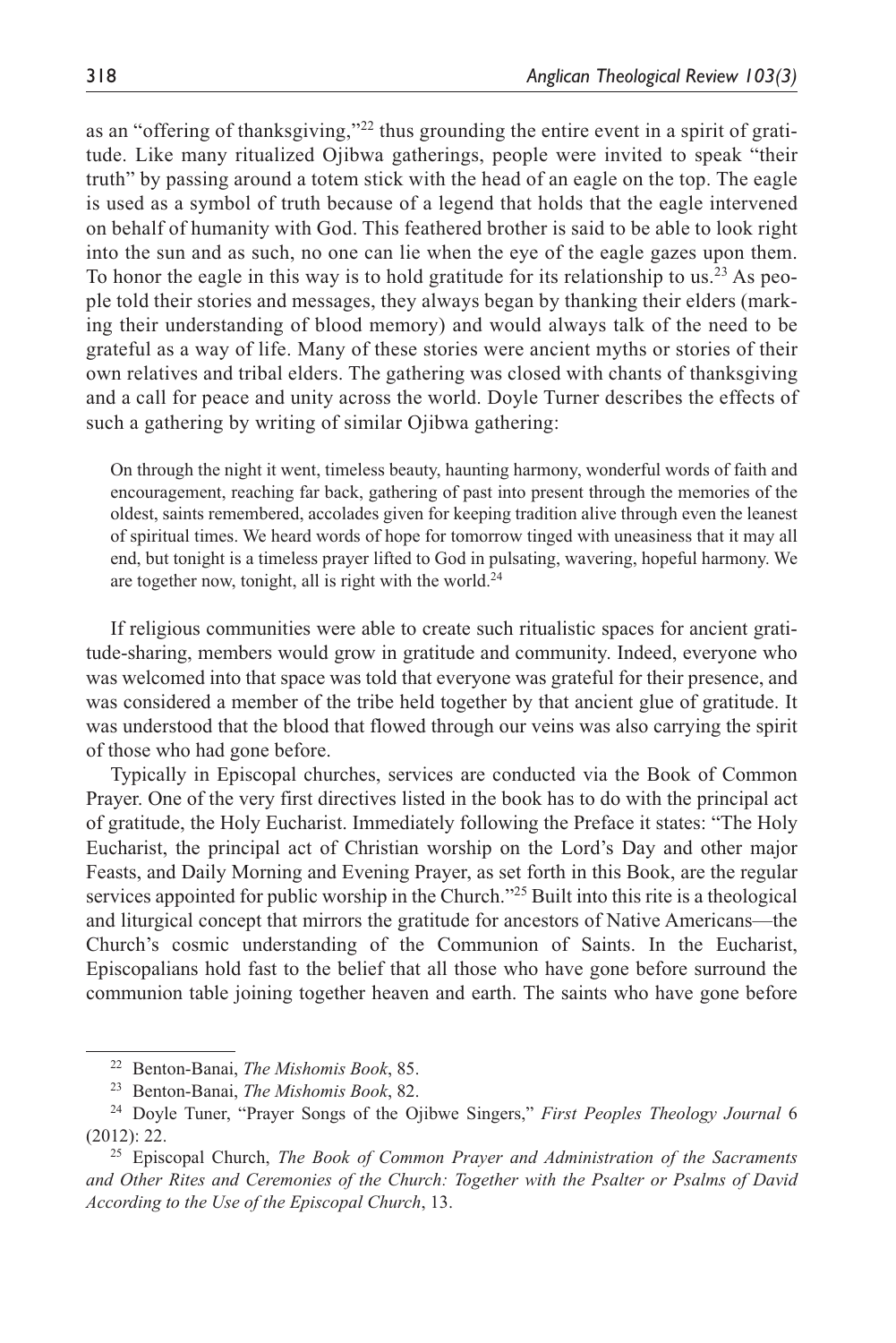as an "offering of thanksgiving,"[22] thus grounding the entire event in a spirit of gratitude. Like many ritualized Ojibwa gatherings, people were invited to speak "their truth" by passing around a totem stick with the head of an eagle on the top. The eagle is used as a symbol of truth because of a legend that holds that the eagle intervened on behalf of humanity with God. This feathered brother is said to be able to look right into the sun and as such, no one can lie when the eye of the eagle gazes upon them. To honor the eagle in this way is to hold gratitude for its relationship to us.[23] As people told their stories and messages, they always began by thanking their elders (marking their understanding of blood memory) and would always talk of the need to be grateful as a way of life. Many of these stories were ancient myths or stories of their own relatives and tribal elders. The gathering was closed with chants of thanksgiving and a call for peace and unity across the world. Doyle Turner describes the effects of such a gathering by writing of similar Ojibwa gathering:

> On through the night it went, timeless beauty, haunting harmony, wonderful words of faith and encouragement, reaching far back, gathering of past into present through the memories of the oldest, saints remembered, accolades given for keeping tradition alive through even the leanest of spiritual times. We heard words of hope for tomorrow tinged with uneasiness that it may all end, but tonight is a timeless prayer lifted to God in pulsating, wavering, hopeful harmony. We are together now, tonight, all is right with the world.[24]

If religious communities were able to create such ritualistic spaces for ancient gratitude-sharing, members would grow in gratitude and community. Indeed, everyone who was welcomed into that space was told that everyone was grateful for their presence, and was considered a member of the tribe held together by that ancient glue of gratitude. It was understood that the blood that flowed through our veins was also carrying the spirit of those who had gone before.

Typically in Episcopal churches, services are conducted via the Book of Common Prayer. One of the very first directives listed in the book has to do with the principal act of gratitude, the Holy Eucharist. Immediately following the Preface it states: "The Holy Eucharist, the principal act of Christian worship on the Lord's Day and other major Feasts, and Daily Morning and Evening Prayer, as set forth in this Book, are the regular services appointed for public worship in the Church."[25] Built into this rite is a theological and liturgical concept that mirrors the gratitude for ancestors of Native Americans—the Church's cosmic understanding of the Communion of Saints. In the Eucharist, Episcopalians hold fast to the belief that all those who have gone before surround the communion table joining together heaven and earth. The saints who have gone before

---

[22] Benton-Banai, *The Mishomis Book*, 85.

[23] Benton-Banai, *The Mishomis Book*, 82.

[24] Doyle Tuner, "Prayer Songs of the Ojibwe Singers," *First Peoples Theology Journal* 6 (2012): 22.

[25] Episcopal Church, *The Book of Common Prayer and Administration of the Sacraments and Other Rites and Ceremonies of the Church: Together with the Psalter or Psalms of David According to the Use of the Episcopal Church*, 13.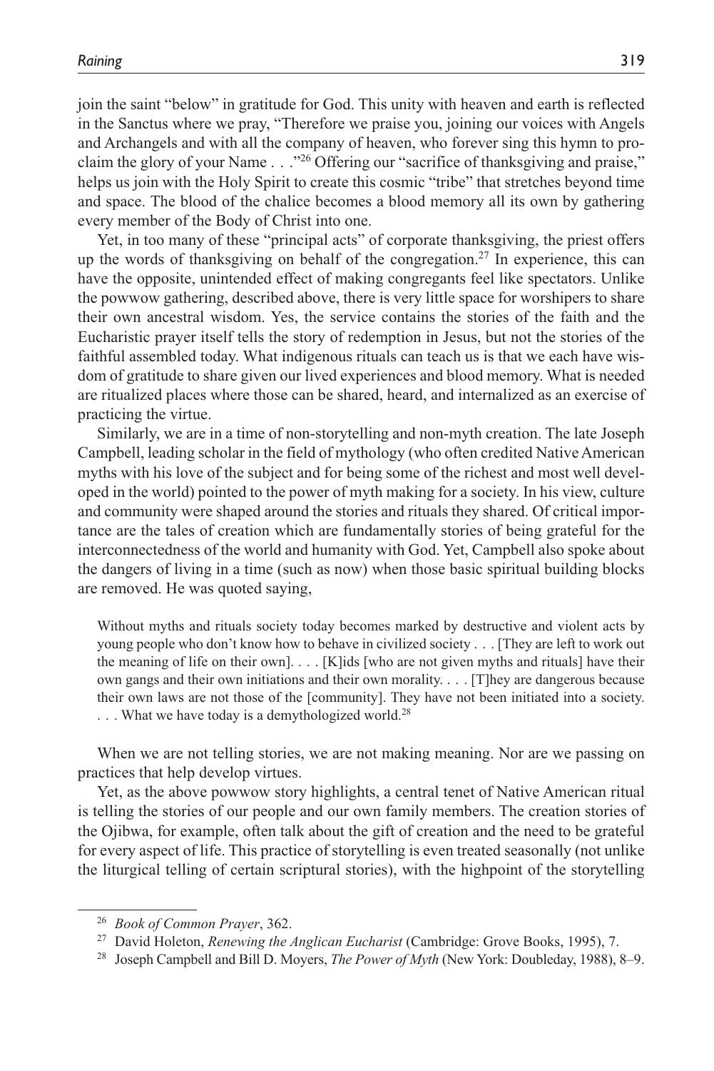join the saint "below" in gratitude for God. This unity with heaven and earth is reflected in the Sanctus where we pray, "Therefore we praise you, joining our voices with Angels and Archangels and with all the company of heaven, who forever sing this hymn to proclaim the glory of your Name . . ."[26] Offering our "sacrifice of thanksgiving and praise," helps us join with the Holy Spirit to create this cosmic "tribe" that stretches beyond time and space. The blood of the chalice becomes a blood memory all its own by gathering every member of the Body of Christ into one.

Yet, in too many of these "principal acts" of corporate thanksgiving, the priest offers up the words of thanksgiving on behalf of the congregation.[27] In experience, this can have the opposite, unintended effect of making congregants feel like spectators. Unlike the powwow gathering, described above, there is very little space for worshipers to share their own ancestral wisdom. Yes, the service contains the stories of the faith and the Eucharistic prayer itself tells the story of redemption in Jesus, but not the stories of the faithful assembled today. What indigenous rituals can teach us is that we each have wisdom of gratitude to share given our lived experiences and blood memory. What is needed are ritualized places where those can be shared, heard, and internalized as an exercise of practicing the virtue.

Similarly, we are in a time of non-storytelling and non-myth creation. The late Joseph Campbell, leading scholar in the field of mythology (who often credited Native American myths with his love of the subject and for being some of the richest and most well developed in the world) pointed to the power of myth making for a society. In his view, culture and community were shaped around the stories and rituals they shared. Of critical importance are the tales of creation which are fundamentally stories of being grateful for the interconnectedness of the world and humanity with God. Yet, Campbell also spoke about the dangers of living in a time (such as now) when those basic spiritual building blocks are removed. He was quoted saying,

> Without myths and rituals society today becomes marked by destructive and violent acts by young people who don't know how to behave in civilized society . . . [They are left to work out the meaning of life on their own]. . . . [K]ids [who are not given myths and rituals] have their own gangs and their own initiations and their own morality. . . . [T]hey are dangerous because their own laws are not those of the [community]. They have not been initiated into a society. . . . What we have today is a demythologized world.[28]

When we are not telling stories, we are not making meaning. Nor are we passing on practices that help develop virtues.

Yet, as the above powwow story highlights, a central tenet of Native American ritual is telling the stories of our people and our own family members. The creation stories of the Ojibwa, for example, often talk about the gift of creation and the need to be grateful for every aspect of life. This practice of storytelling is even treated seasonally (not unlike the liturgical telling of certain scriptural stories), with the highpoint of the storytelling

---

[26] *Book of Common Prayer*, 362.

[27] David Holeton, *Renewing the Anglican Eucharist* (Cambridge: Grove Books, 1995), 7.

[28] Joseph Campbell and Bill D. Moyers, *The Power of Myth* (New York: Doubleday, 1988), 8–9.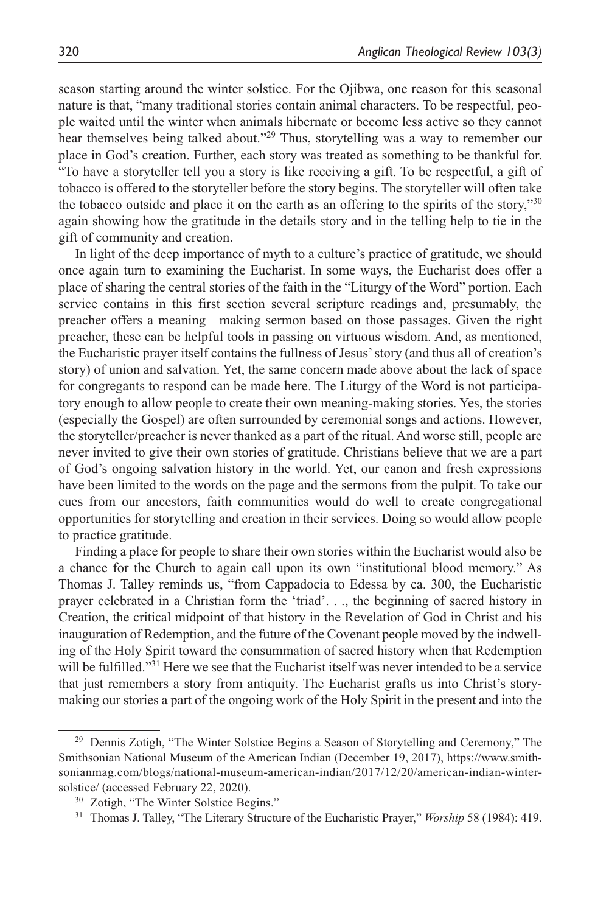season starting around the winter solstice. For the Ojibwa, one reason for this seasonal nature is that, "many traditional stories contain animal characters. To be respectful, people waited until the winter when animals hibernate or become less active so they cannot hear themselves being talked about."[29] Thus, storytelling was a way to remember our place in God's creation. Further, each story was treated as something to be thankful for. "To have a storyteller tell you a story is like receiving a gift. To be respectful, a gift of tobacco is offered to the storyteller before the story begins. The storyteller will often take the tobacco outside and place it on the earth as an offering to the spirits of the story,"[30] again showing how the gratitude in the details story and in the telling help to tie in the gift of community and creation.

In light of the deep importance of myth to a culture's practice of gratitude, we should once again turn to examining the Eucharist. In some ways, the Eucharist does offer a place of sharing the central stories of the faith in the "Liturgy of the Word" portion. Each service contains in this first section several scripture readings and, presumably, the preacher offers a meaning—making sermon based on those passages. Given the right preacher, these can be helpful tools in passing on virtuous wisdom. And, as mentioned, the Eucharistic prayer itself contains the fullness of Jesus' story (and thus all of creation's story) of union and salvation. Yet, the same concern made above about the lack of space for congregants to respond can be made here. The Liturgy of the Word is not participatory enough to allow people to create their own meaning-making stories. Yes, the stories (especially the Gospel) are often surrounded by ceremonial songs and actions. However, the storyteller/preacher is never thanked as a part of the ritual. And worse still, people are never invited to give their own stories of gratitude. Christians believe that we are a part of God's ongoing salvation history in the world. Yet, our canon and fresh expressions have been limited to the words on the page and the sermons from the pulpit. To take our cues from our ancestors, faith communities would do well to create congregational opportunities for storytelling and creation in their services. Doing so would allow people to practice gratitude.

Finding a place for people to share their own stories within the Eucharist would also be a chance for the Church to again call upon its own "institutional blood memory." As Thomas J. Talley reminds us, "from Cappadocia to Edessa by ca. 300, the Eucharistic prayer celebrated in a Christian form the 'triad'. . ., the beginning of sacred history in Creation, the critical midpoint of that history in the Revelation of God in Christ and his inauguration of Redemption, and the future of the Covenant people moved by the indwelling of the Holy Spirit toward the consummation of sacred history when that Redemption will be fulfilled."[31] Here we see that the Eucharist itself was never intended to be a service that just remembers a story from antiquity. The Eucharist grafts us into Christ's story-making our stories a part of the ongoing work of the Holy Spirit in the present and into the

---

[29] Dennis Zotigh, "The Winter Solstice Begins a Season of Storytelling and Ceremony," The Smithsonian National Museum of the American Indian (December 19, 2017), https://www.smithsonianmag.com/blogs/national-museum-american-indian/2017/12/20/american-indian-winter-solstice/ (accessed February 22, 2020).

[30] Zotigh, "The Winter Solstice Begins."

[31] Thomas J. Talley, "The Literary Structure of the Eucharistic Prayer," *Worship* 58 (1984): 419.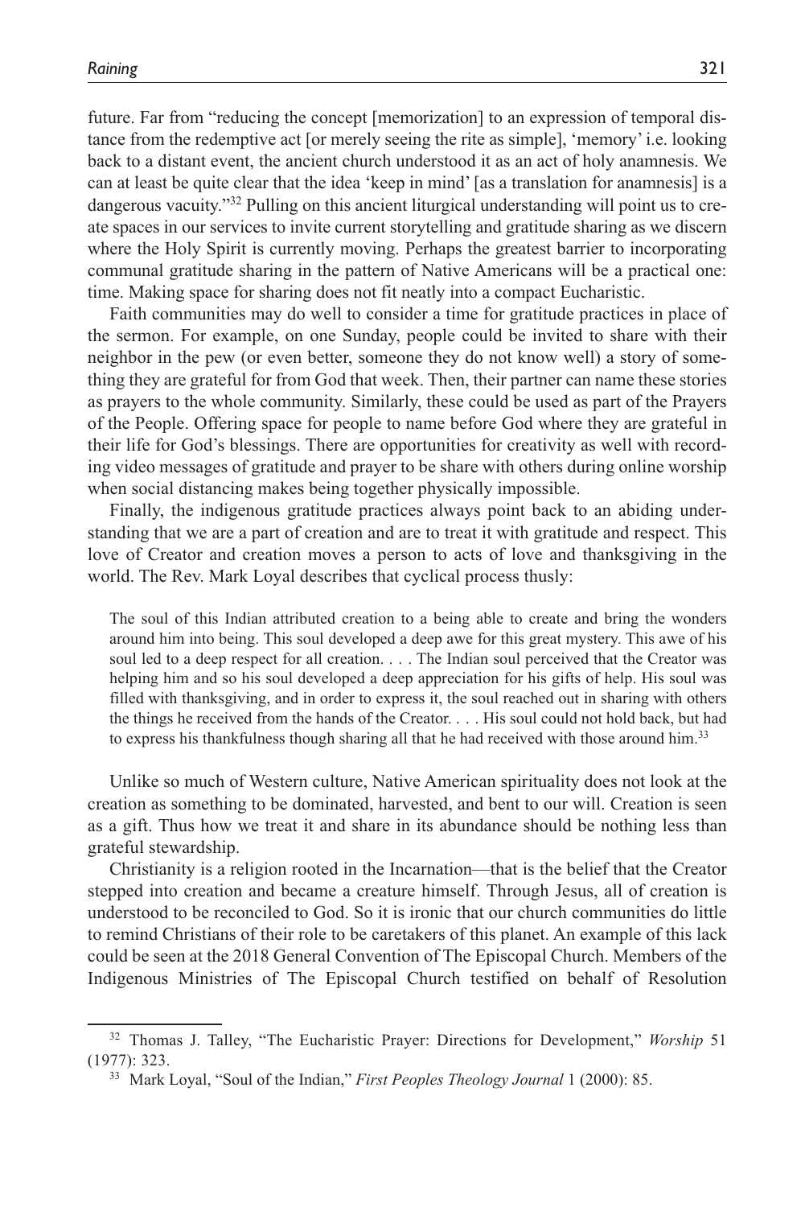future. Far from "reducing the concept [memorization] to an expression of temporal distance from the redemptive act [or merely seeing the rite as simple], 'memory' i.e. looking back to a distant event, the ancient church understood it as an act of holy anamnesis. We can at least be quite clear that the idea 'keep in mind' [as a translation for anamnesis] is a dangerous vacuity."[32] Pulling on this ancient liturgical understanding will point us to create spaces in our services to invite current storytelling and gratitude sharing as we discern where the Holy Spirit is currently moving. Perhaps the greatest barrier to incorporating communal gratitude sharing in the pattern of Native Americans will be a practical one: time. Making space for sharing does not fit neatly into a compact Eucharistic.

Faith communities may do well to consider a time for gratitude practices in place of the sermon. For example, on one Sunday, people could be invited to share with their neighbor in the pew (or even better, someone they do not know well) a story of something they are grateful for from God that week. Then, their partner can name these stories as prayers to the whole community. Similarly, these could be used as part of the Prayers of the People. Offering space for people to name before God where they are grateful in their life for God's blessings. There are opportunities for creativity as well with recording video messages of gratitude and prayer to be share with others during online worship when social distancing makes being together physically impossible.

Finally, the indigenous gratitude practices always point back to an abiding understanding that we are a part of creation and are to treat it with gratitude and respect. This love of Creator and creation moves a person to acts of love and thanksgiving in the world. The Rev. Mark Loyal describes that cyclical process thusly:

> The soul of this Indian attributed creation to a being able to create and bring the wonders around him into being. This soul developed a deep awe for this great mystery. This awe of his soul led to a deep respect for all creation. . . . The Indian soul perceived that the Creator was helping him and so his soul developed a deep appreciation for his gifts of help. His soul was filled with thanksgiving, and in order to express it, the soul reached out in sharing with others the things he received from the hands of the Creator. . . . His soul could not hold back, but had to express his thankfulness though sharing all that he had received with those around him.[33]

Unlike so much of Western culture, Native American spirituality does not look at the creation as something to be dominated, harvested, and bent to our will. Creation is seen as a gift. Thus how we treat it and share in its abundance should be nothing less than grateful stewardship.

Christianity is a religion rooted in the Incarnation—that is the belief that the Creator stepped into creation and became a creature himself. Through Jesus, all of creation is understood to be reconciled to God. So it is ironic that our church communities do little to remind Christians of their role to be caretakers of this planet. An example of this lack could be seen at the 2018 General Convention of The Episcopal Church. Members of the Indigenous Ministries of The Episcopal Church testified on behalf of Resolution

---

[32] Thomas J. Talley, "The Eucharistic Prayer: Directions for Development," *Worship* 51 (1977): 323.

[33] Mark Loyal, "Soul of the Indian," *First Peoples Theology Journal* 1 (2000): 85.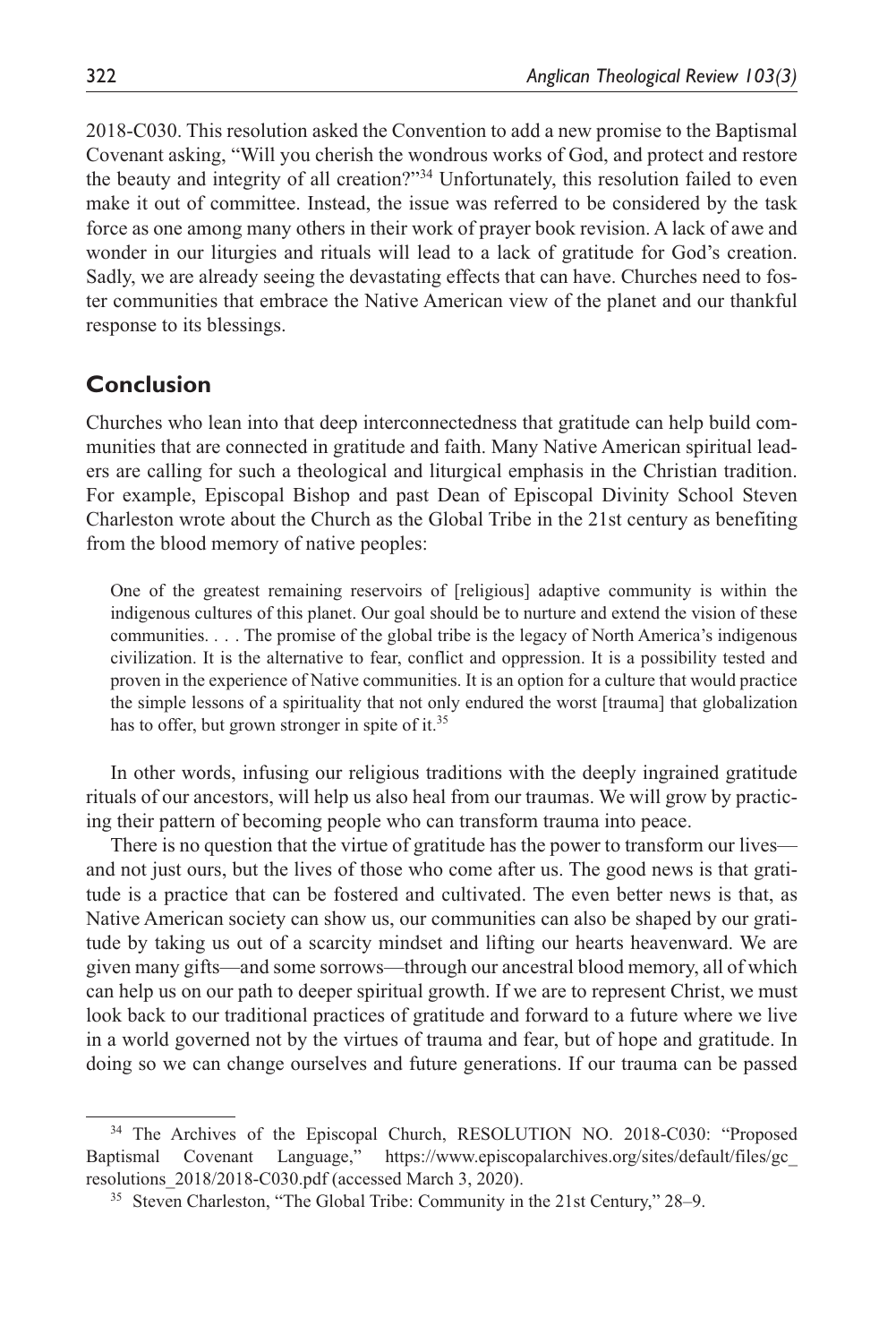2018-C030. This resolution asked the Convention to add a new promise to the Baptismal Covenant asking, "Will you cherish the wondrous works of God, and protect and restore the beauty and integrity of all creation?"[34] Unfortunately, this resolution failed to even make it out of committee. Instead, the issue was referred to be considered by the task force as one among many others in their work of prayer book revision. A lack of awe and wonder in our liturgies and rituals will lead to a lack of gratitude for God's creation. Sadly, we are already seeing the devastating effects that can have. Churches need to foster communities that embrace the Native American view of the planet and our thankful response to its blessings.

## Conclusion

Churches who lean into that deep interconnectedness that gratitude can help build communities that are connected in gratitude and faith. Many Native American spiritual leaders are calling for such a theological and liturgical emphasis in the Christian tradition. For example, Episcopal Bishop and past Dean of Episcopal Divinity School Steven Charleston wrote about the Church as the Global Tribe in the 21st century as benefiting from the blood memory of native peoples:

> One of the greatest remaining reservoirs of [religious] adaptive community is within the indigenous cultures of this planet. Our goal should be to nurture and extend the vision of these communities. . . . The promise of the global tribe is the legacy of North America's indigenous civilization. It is the alternative to fear, conflict and oppression. It is a possibility tested and proven in the experience of Native communities. It is an option for a culture that would practice the simple lessons of a spirituality that not only endured the worst [trauma] that globalization has to offer, but grown stronger in spite of it.[35]

In other words, infusing our religious traditions with the deeply ingrained gratitude rituals of our ancestors, will help us also heal from our traumas. We will grow by practicing their pattern of becoming people who can transform trauma into peace.

There is no question that the virtue of gratitude has the power to transform our lives—and not just ours, but the lives of those who come after us. The good news is that gratitude is a practice that can be fostered and cultivated. The even better news is that, as Native American society can show us, our communities can also be shaped by our gratitude by taking us out of a scarcity mindset and lifting our hearts heavenward. We are given many gifts—and some sorrows—through our ancestral blood memory, all of which can help us on our path to deeper spiritual growth. If we are to represent Christ, we must look back to our traditional practices of gratitude and forward to a future where we live in a world governed not by the virtues of trauma and fear, but of hope and gratitude. In doing so we can change ourselves and future generations. If our trauma can be passed

---

[34] The Archives of the Episcopal Church, RESOLUTION NO. 2018-C030: "Proposed Baptismal Covenant Language," https://www.episcopalarchives.org/sites/default/files/gc_resolutions_2018/2018-C030.pdf (accessed March 3, 2020).

[35] Steven Charleston, "The Global Tribe: Community in the 21st Century," 28–9.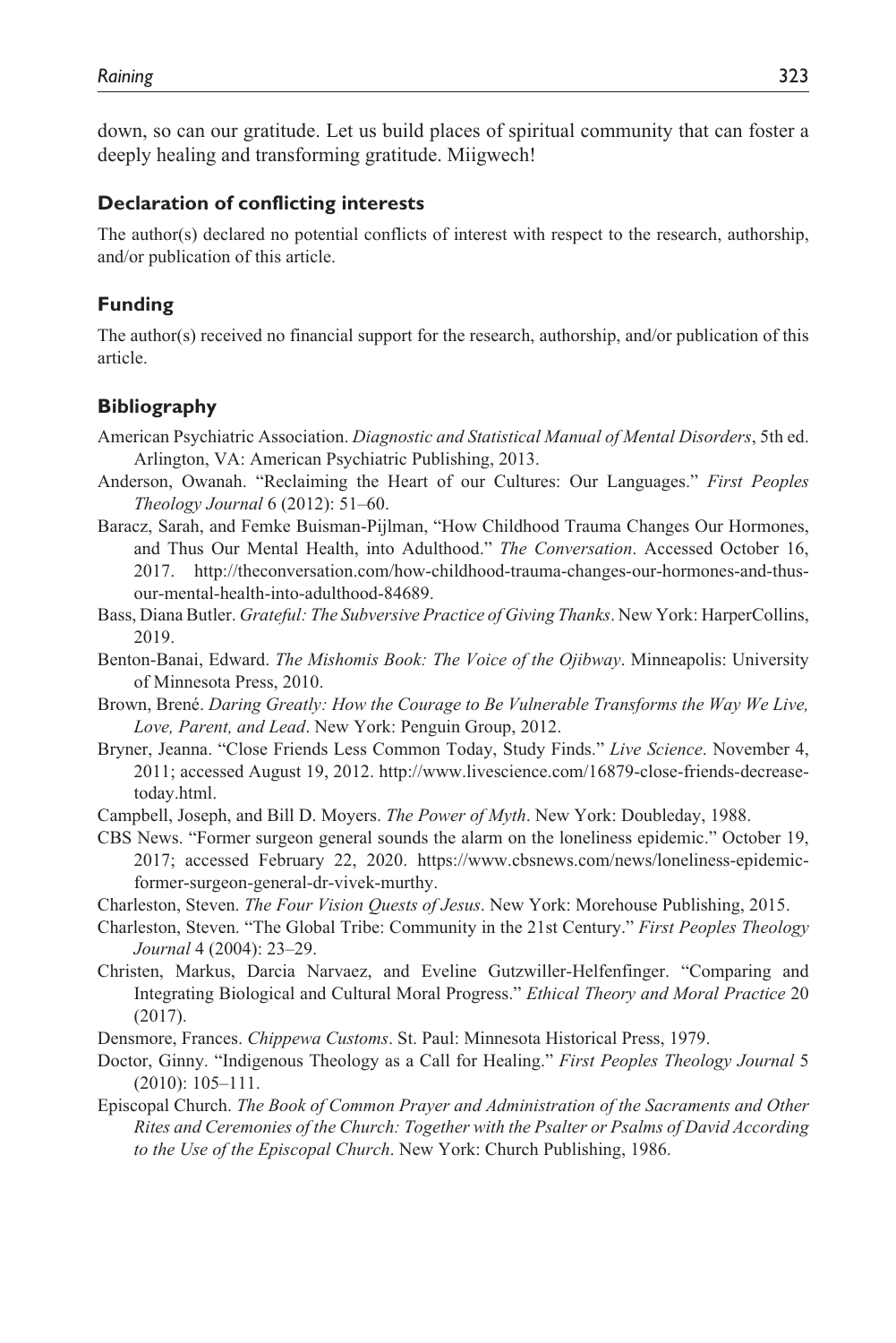down, so can our gratitude. Let us build places of spiritual community that can foster a deeply healing and transforming gratitude. Miigwech!

### Declaration of conflicting interests

The author(s) declared no potential conflicts of interest with respect to the research, authorship, and/or publication of this article.

### Funding

The author(s) received no financial support for the research, authorship, and/or publication of this article.

### Bibliography

American Psychiatric Association. *Diagnostic and Statistical Manual of Mental Disorders*, 5th ed. Arlington, VA: American Psychiatric Publishing, 2013.

Anderson, Owanah. "Reclaiming the Heart of our Cultures: Our Languages." *First Peoples Theology Journal* 6 (2012): 51–60.

Baracz, Sarah, and Femke Buisman-Pijlman, "How Childhood Trauma Changes Our Hormones, and Thus Our Mental Health, into Adulthood." *The Conversation*. Accessed October 16, 2017. http://theconversation.com/how-childhood-trauma-changes-our-hormones-and-thus-our-mental-health-into-adulthood-84689.

Bass, Diana Butler. *Grateful: The Subversive Practice of Giving Thanks*. New York: HarperCollins, 2019.

Benton-Banai, Edward. *The Mishomis Book: The Voice of the Ojibway*. Minneapolis: University of Minnesota Press, 2010.

Brown, Brené. *Daring Greatly: How the Courage to Be Vulnerable Transforms the Way We Live, Love, Parent, and Lead*. New York: Penguin Group, 2012.

Bryner, Jeanna. "Close Friends Less Common Today, Study Finds." *Live Science*. November 4, 2011; accessed August 19, 2012. http://www.livescience.com/16879-close-friends-decrease-today.html.

Campbell, Joseph, and Bill D. Moyers. *The Power of Myth*. New York: Doubleday, 1988.

CBS News. "Former surgeon general sounds the alarm on the loneliness epidemic." October 19, 2017; accessed February 22, 2020. https://www.cbsnews.com/news/loneliness-epidemic-former-surgeon-general-dr-vivek-murthy.

Charleston, Steven. *The Four Vision Quests of Jesus*. New York: Morehouse Publishing, 2015.

Charleston, Steven. "The Global Tribe: Community in the 21st Century." *First Peoples Theology Journal* 4 (2004): 23–29.

Christen, Markus, Darcia Narvaez, and Eveline Gutzwiller-Helfenfinger. "Comparing and Integrating Biological and Cultural Moral Progress." *Ethical Theory and Moral Practice* 20 (2017).

Densmore, Frances. *Chippewa Customs*. St. Paul: Minnesota Historical Press, 1979.

Doctor, Ginny. "Indigenous Theology as a Call for Healing." *First Peoples Theology Journal* 5 (2010): 105–111.

Episcopal Church. *The Book of Common Prayer and Administration of the Sacraments and Other Rites and Ceremonies of the Church: Together with the Psalter or Psalms of David According to the Use of the Episcopal Church*. New York: Church Publishing, 1986.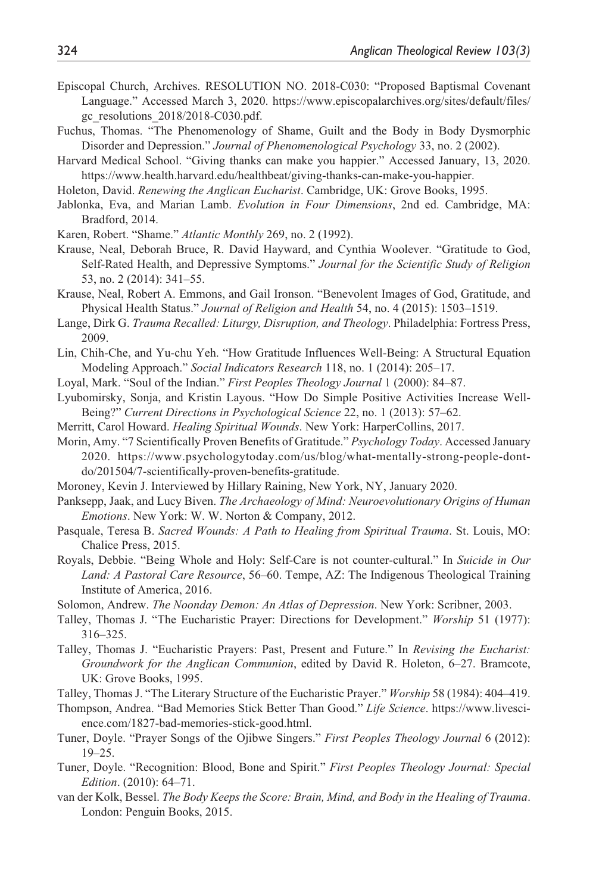Episcopal Church, Archives. RESOLUTION NO. 2018-C030: "Proposed Baptismal Covenant Language." Accessed March 3, 2020. https://www.episcopalarchives.org/sites/default/files/gc_resolutions_2018/2018-C030.pdf.

Fuchus, Thomas. "The Phenomenology of Shame, Guilt and the Body in Body Dysmorphic Disorder and Depression." *Journal of Phenomenological Psychology* 33, no. 2 (2002).

Harvard Medical School. "Giving thanks can make you happier." Accessed January, 13, 2020. https://www.health.harvard.edu/healthbeat/giving-thanks-can-make-you-happier.

Holeton, David. *Renewing the Anglican Eucharist*. Cambridge, UK: Grove Books, 1995.

Jablonka, Eva, and Marian Lamb. *Evolution in Four Dimensions*, 2nd ed. Cambridge, MA: Bradford, 2014.

Karen, Robert. "Shame." *Atlantic Monthly* 269, no. 2 (1992).

Krause, Neal, Deborah Bruce, R. David Hayward, and Cynthia Woolever. "Gratitude to God, Self-Rated Health, and Depressive Symptoms." *Journal for the Scientific Study of Religion* 53, no. 2 (2014): 341–55.

Krause, Neal, Robert A. Emmons, and Gail Ironson. "Benevolent Images of God, Gratitude, and Physical Health Status." *Journal of Religion and Health* 54, no. 4 (2015): 1503–1519.

Lange, Dirk G. *Trauma Recalled: Liturgy, Disruption, and Theology*. Philadelphia: Fortress Press, 2009.

Lin, Chih-Che, and Yu-chu Yeh. "How Gratitude Influences Well-Being: A Structural Equation Modeling Approach." *Social Indicators Research* 118, no. 1 (2014): 205–17.

Loyal, Mark. "Soul of the Indian." *First Peoples Theology Journal* 1 (2000): 84–87.

Lyubomirsky, Sonja, and Kristin Layous. "How Do Simple Positive Activities Increase Well-Being?" *Current Directions in Psychological Science* 22, no. 1 (2013): 57–62.

Merritt, Carol Howard. *Healing Spiritual Wounds*. New York: HarperCollins, 2017.

Morin, Amy. "7 Scientifically Proven Benefits of Gratitude." *Psychology Today*. Accessed January 2020. https://www.psychologytoday.com/us/blog/what-mentally-strong-people-dont-do/201504/7-scientifically-proven-benefits-gratitude.

Moroney, Kevin J. Interviewed by Hillary Raining, New York, NY, January 2020.

Panksepp, Jaak, and Lucy Biven. *The Archaeology of Mind: Neuroevolutionary Origins of Human Emotions*. New York: W. W. Norton & Company, 2012.

Pasquale, Teresa B. *Sacred Wounds: A Path to Healing from Spiritual Trauma*. St. Louis, MO: Chalice Press, 2015.

Royals, Debbie. "Being Whole and Holy: Self-Care is not counter-cultural." In *Suicide in Our Land: A Pastoral Care Resource*, 56–60. Tempe, AZ: The Indigenous Theological Training Institute of America, 2016.

Solomon, Andrew. *The Noonday Demon: An Atlas of Depression*. New York: Scribner, 2003.

Talley, Thomas J. "The Eucharistic Prayer: Directions for Development." *Worship* 51 (1977): 316–325.

Talley, Thomas J. "Eucharistic Prayers: Past, Present and Future." In *Revising the Eucharist: Groundwork for the Anglican Communion*, edited by David R. Holeton, 6–27. Bramcote, UK: Grove Books, 1995.

Talley, Thomas J. "The Literary Structure of the Eucharistic Prayer." *Worship* 58 (1984): 404–419.

Thompson, Andrea. "Bad Memories Stick Better Than Good." *Life Science*. https://www.livescience.com/1827-bad-memories-stick-good.html.

Tuner, Doyle. "Prayer Songs of the Ojibwe Singers." *First Peoples Theology Journal* 6 (2012): 19–25.

Tuner, Doyle. "Recognition: Blood, Bone and Spirit." *First Peoples Theology Journal: Special Edition*. (2010): 64–71.

van der Kolk, Bessel. *The Body Keeps the Score: Brain, Mind, and Body in the Healing of Trauma*. London: Penguin Books, 2015.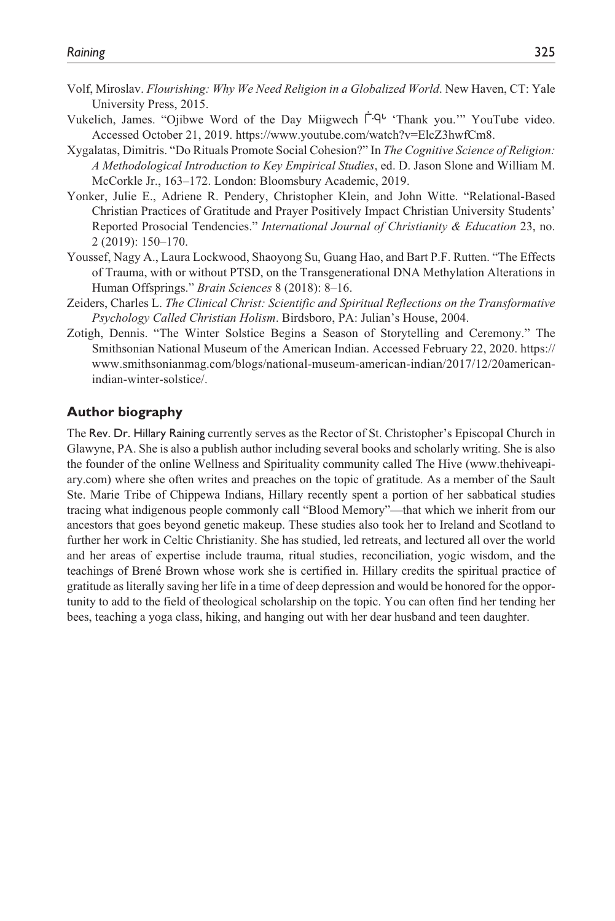Volf, Miroslav. *Flourishing: Why We Need Religion in a Globalized World*. New Haven, CT: Yale University Press, 2015.

Vukelich, James. "Ojibwe Word of the Day Miigwech ᒦᑿᒡ 'Thank you.'" YouTube video. Accessed October 21, 2019. https://www.youtube.com/watch?v=ElcZ3hwfCm8.

Xygalatas, Dimitris. "Do Rituals Promote Social Cohesion?" In *The Cognitive Science of Religion: A Methodological Introduction to Key Empirical Studies*, ed. D. Jason Slone and William M. McCorkle Jr., 163–172. London: Bloomsbury Academic, 2019.

Yonker, Julie E., Adriene R. Pendery, Christopher Klein, and John Witte. "Relational-Based Christian Practices of Gratitude and Prayer Positively Impact Christian University Students' Reported Prosocial Tendencies." *International Journal of Christianity & Education* 23, no. 2 (2019): 150–170.

Youssef, Nagy A., Laura Lockwood, Shaoyong Su, Guang Hao, and Bart P.F. Rutten. "The Effects of Trauma, with or without PTSD, on the Transgenerational DNA Methylation Alterations in Human Offsprings." *Brain Sciences* 8 (2018): 8–16.

Zeiders, Charles L. *The Clinical Christ: Scientific and Spiritual Reflections on the Transformative Psychology Called Christian Holism*. Birdsboro, PA: Julian's House, 2004.

Zotigh, Dennis. "The Winter Solstice Begins a Season of Storytelling and Ceremony." The Smithsonian National Museum of the American Indian. Accessed February 22, 2020. https://www.smithsonianmag.com/blogs/national-museum-american-indian/2017/12/20american-indian-winter-solstice/.

## Author biography

The Rev. Dr. Hillary Raining currently serves as the Rector of St. Christopher's Episcopal Church in Glawyne, PA. She is also a publish author including several books and scholarly writing. She is also the founder of the online Wellness and Spirituality community called The Hive (www.thehiveapiary.com) where she often writes and preaches on the topic of gratitude. As a member of the Sault Ste. Marie Tribe of Chippewa Indians, Hillary recently spent a portion of her sabbatical studies tracing what indigenous people commonly call "Blood Memory"—that which we inherit from our ancestors that goes beyond genetic makeup. These studies also took her to Ireland and Scotland to further her work in Celtic Christianity. She has studied, led retreats, and lectured all over the world and her areas of expertise include trauma, ritual studies, reconciliation, yogic wisdom, and the teachings of Brené Brown whose work she is certified in. Hillary credits the spiritual practice of gratitude as literally saving her life in a time of deep depression and would be honored for the opportunity to add to the field of theological scholarship on the topic. You can often find her tending her bees, teaching a yoga class, hiking, and hanging out with her dear husband and teen daughter.